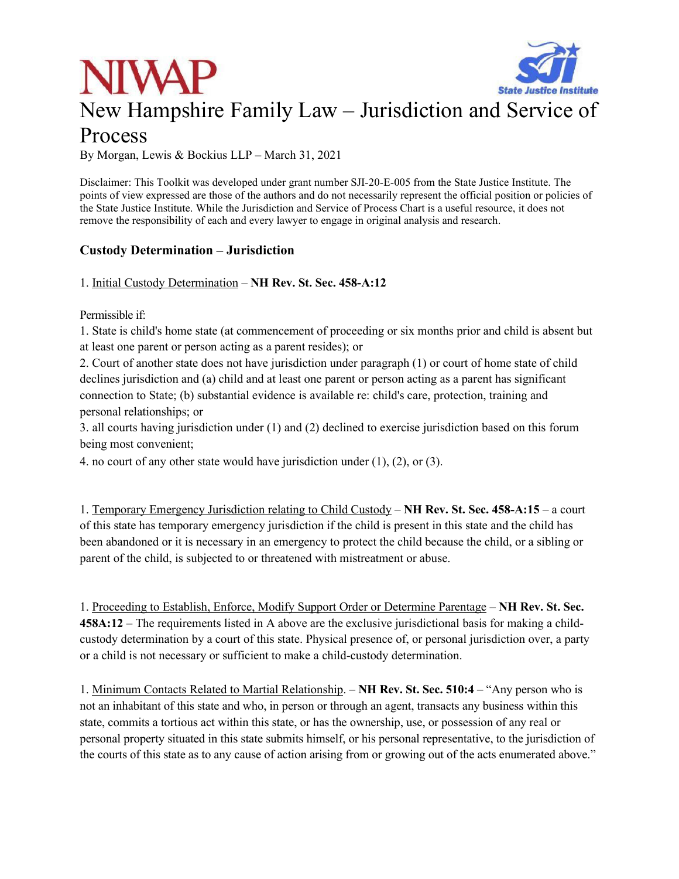NIWAP

# New Hampshire Family Law – Jurisdiction and Service of Process

By Morgan, Lewis & Bockius LLP – March 31, 2021

Disclaimer: This Toolkit was developed under grant number SJI-20-E-005 from the State Justice Institute. The points of view expressed are those of the authors and do not necessarily represent the official position or policies of the State Justice Institute. While the Jurisdiction and Service of Process Chart is a useful resource, it does not remove the responsibility of each and every lawyer to engage in original analysis and research.

### Custody Determination – Jurisdiction

1. Initial Custody Determination – **NH Rev. St. Sec. 458-A:12**

Permissible if:
1. State is child's home state (at commencement of proceeding or six months prior and child is absent but at least one parent or person acting as a parent resides); or
2. Court of another state does not have jurisdiction under paragraph (1) or court of home state of child declines jurisdiction and (a) child and at least one parent or person acting as a parent has significant connection to State; (b) substantial evidence is available re: child's care, protection, training and personal relationships; or
3. all courts having jurisdiction under (1) and (2) declined to exercise jurisdiction based on this forum being most convenient;
4. no court of any other state would have jurisdiction under (1), (2), or (3).

1. Temporary Emergency Jurisdiction relating to Child Custody – **NH Rev. St. Sec. 458-A:15** – a court of this state has temporary emergency jurisdiction if the child is present in this state and the child has been abandoned or it is necessary in an emergency to protect the child because the child, or a sibling or parent of the child, is subjected to or threatened with mistreatment or abuse.

1. Proceeding to Establish, Enforce, Modify Support Order or Determine Parentage – **NH Rev. St. Sec. 458A:12** – The requirements listed in A above are the exclusive jurisdictional basis for making a child-custody determination by a court of this state. Physical presence of, or personal jurisdiction over, a party or a child is not necessary or sufficient to make a child-custody determination.

1. Minimum Contacts Related to Martial Relationship. – **NH Rev. St. Sec. 510:4** – "Any person who is not an inhabitant of this state and who, in person or through an agent, transacts any business within this state, commits a tortious act within this state, or has the ownership, use, or possession of any real or personal property situated in this state submits himself, or his personal representative, to the jurisdiction of the courts of this state as to any cause of action arising from or growing out of the acts enumerated above."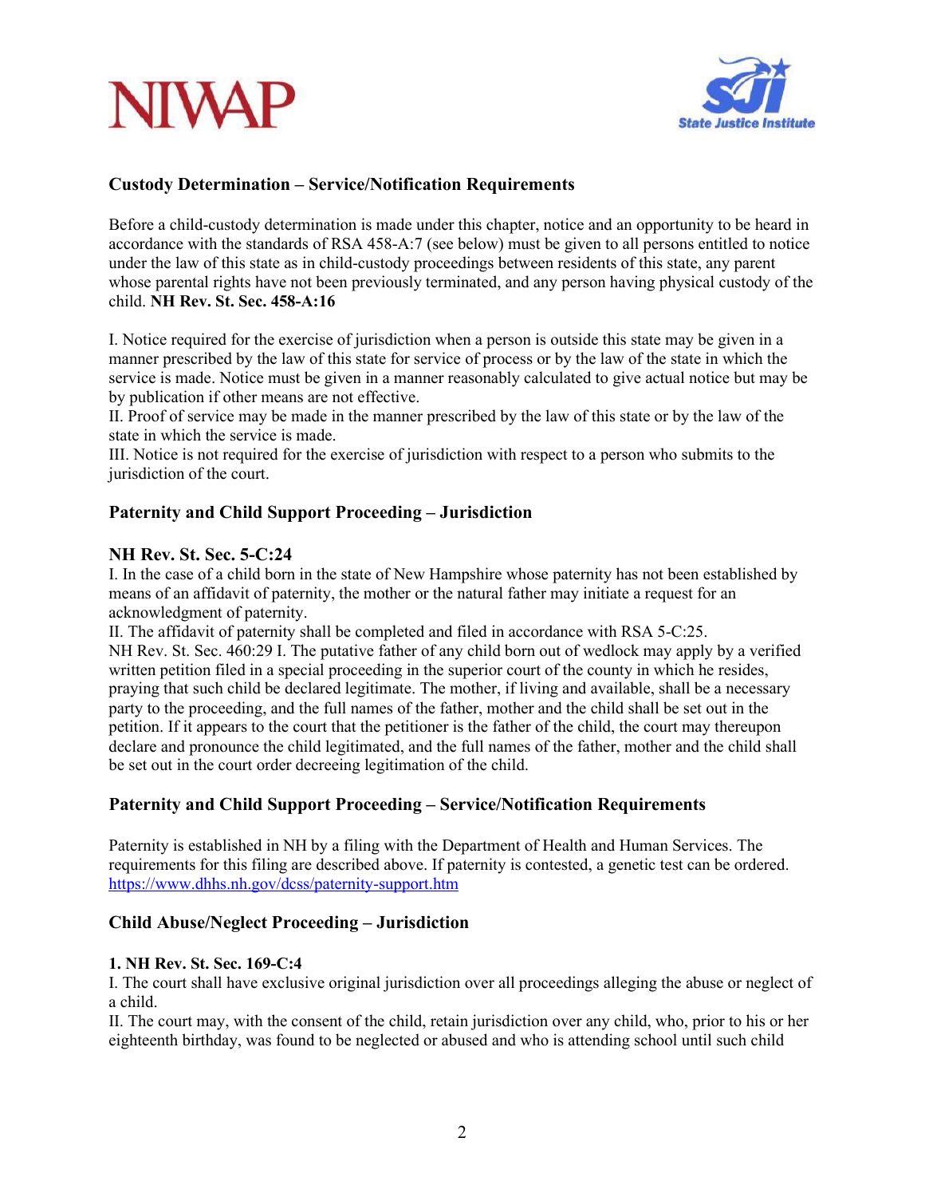## Custody Determination – Service/Notification Requirements

Before a child-custody determination is made under this chapter, notice and an opportunity to be heard in accordance with the standards of RSA 458-A:7 (see below) must be given to all persons entitled to notice under the law of this state as in child-custody proceedings between residents of this state, any parent whose parental rights have not been previously terminated, and any person having physical custody of the child. **NH Rev. St. Sec. 458-A:16**

I. Notice required for the exercise of jurisdiction when a person is outside this state may be given in a manner prescribed by the law of this state for service of process or by the law of the state in which the service is made. Notice must be given in a manner reasonably calculated to give actual notice but may be by publication if other means are not effective.
II. Proof of service may be made in the manner prescribed by the law of this state or by the law of the state in which the service is made.
III. Notice is not required for the exercise of jurisdiction with respect to a person who submits to the jurisdiction of the court.

## Paternity and Child Support Proceeding – Jurisdiction

### NH Rev. St. Sec. 5-C:24

I. In the case of a child born in the state of New Hampshire whose paternity has not been established by means of an affidavit of paternity, the mother or the natural father may initiate a request for an acknowledgment of paternity.
II. The affidavit of paternity shall be completed and filed in accordance with RSA 5-C:25.
NH Rev. St. Sec. 460:29 I. The putative father of any child born out of wedlock may apply by a verified written petition filed in a special proceeding in the superior court of the county in which he resides, praying that such child be declared legitimate. The mother, if living and available, shall be a necessary party to the proceeding, and the full names of the father, mother and the child shall be set out in the petition. If it appears to the court that the petitioner is the father of the child, the court may thereupon declare and pronounce the child legitimated, and the full names of the father, mother and the child shall be set out in the court order decreeing legitimation of the child.

## Paternity and Child Support Proceeding – Service/Notification Requirements

Paternity is established in NH by a filing with the Department of Health and Human Services. The requirements for this filing are described above. If paternity is contested, a genetic test can be ordered. https://www.dhhs.nh.gov/dcss/paternity-support.htm

## Child Abuse/Neglect Proceeding – Jurisdiction

### 1. NH Rev. St. Sec. 169-C:4

I. The court shall have exclusive original jurisdiction over all proceedings alleging the abuse or neglect of a child.
II. The court may, with the consent of the child, retain jurisdiction over any child, who, prior to his or her eighteenth birthday, was found to be neglected or abused and who is attending school until such child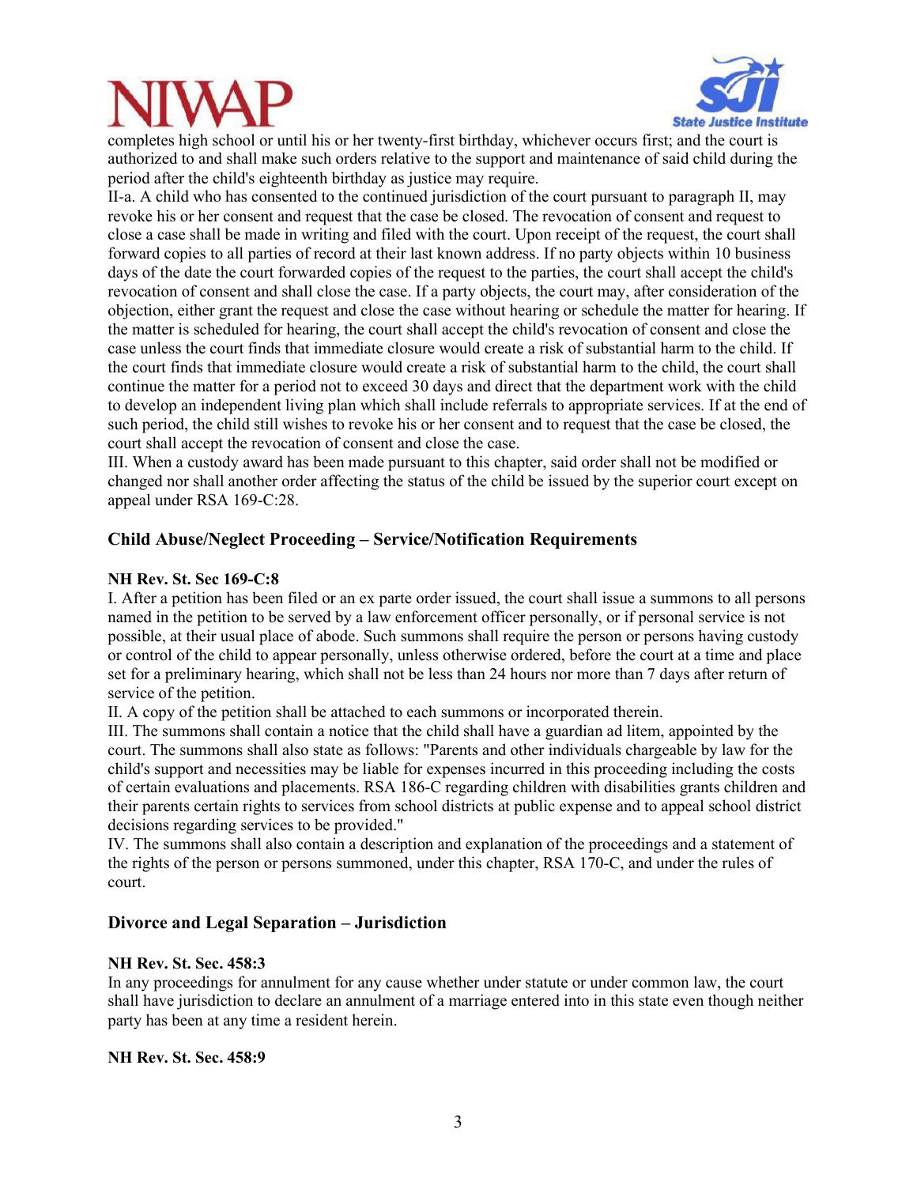completes high school or until his or her twenty-first birthday, whichever occurs first; and the court is authorized to and shall make such orders relative to the support and maintenance of said child during the period after the child's eighteenth birthday as justice may require.

II-a. A child who has consented to the continued jurisdiction of the court pursuant to paragraph II, may revoke his or her consent and request that the case be closed. The revocation of consent and request to close a case shall be made in writing and filed with the court. Upon receipt of the request, the court shall forward copies to all parties of record at their last known address. If no party objects within 10 business days of the date the court forwarded copies of the request to the parties, the court shall accept the child's revocation of consent and shall close the case. If a party objects, the court may, after consideration of the objection, either grant the request and close the case without hearing or schedule the matter for hearing. If the matter is scheduled for hearing, the court shall accept the child's revocation of consent and close the case unless the court finds that immediate closure would create a risk of substantial harm to the child. If the court finds that immediate closure would create a risk of substantial harm to the child, the court shall continue the matter for a period not to exceed 30 days and direct that the department work with the child to develop an independent living plan which shall include referrals to appropriate services. If at the end of such period, the child still wishes to revoke his or her consent and to request that the case be closed, the court shall accept the revocation of consent and close the case.

III. When a custody award has been made pursuant to this chapter, said order shall not be modified or changed nor shall another order affecting the status of the child be issued by the superior court except on appeal under RSA 169-C:28.

## Child Abuse/Neglect Proceeding – Service/Notification Requirements

**NH Rev. St. Sec 169-C:8**

I. After a petition has been filed or an ex parte order issued, the court shall issue a summons to all persons named in the petition to be served by a law enforcement officer personally, or if personal service is not possible, at their usual place of abode. Such summons shall require the person or persons having custody or control of the child to appear personally, unless otherwise ordered, before the court at a time and place set for a preliminary hearing, which shall not be less than 24 hours nor more than 7 days after return of service of the petition.

II. A copy of the petition shall be attached to each summons or incorporated therein.

III. The summons shall contain a notice that the child shall have a guardian ad litem, appointed by the court. The summons shall also state as follows: "Parents and other individuals chargeable by law for the child's support and necessities may be liable for expenses incurred in this proceeding including the costs of certain evaluations and placements. RSA 186-C regarding children with disabilities grants children and their parents certain rights to services from school districts at public expense and to appeal school district decisions regarding services to be provided."

IV. The summons shall also contain a description and explanation of the proceedings and a statement of the rights of the person or persons summoned, under this chapter, RSA 170-C, and under the rules of court.

## Divorce and Legal Separation – Jurisdiction

**NH Rev. St. Sec. 458:3**

In any proceedings for annulment for any cause whether under statute or under common law, the court shall have jurisdiction to declare an annulment of a marriage entered into in this state even though neither party has been at any time a resident herein.

**NH Rev. St. Sec. 458:9**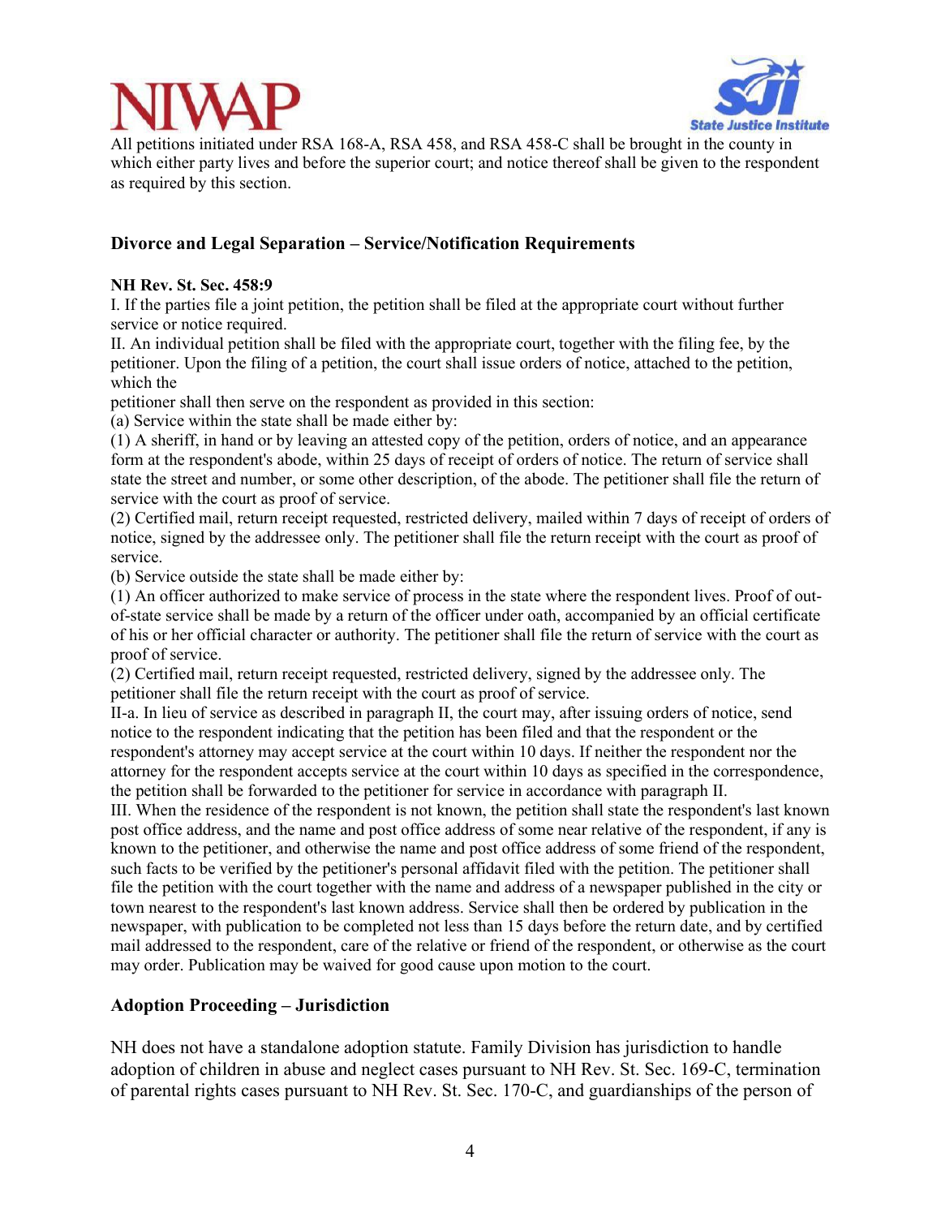All petitions initiated under RSA 168-A, RSA 458, and RSA 458-C shall be brought in the county in which either party lives and before the superior court; and notice thereof shall be given to the respondent as required by this section.

### Divorce and Legal Separation – Service/Notification Requirements

**NH Rev. St. Sec. 458:9**

I. If the parties file a joint petition, the petition shall be filed at the appropriate court without further service or notice required.

II. An individual petition shall be filed with the appropriate court, together with the filing fee, by the petitioner. Upon the filing of a petition, the court shall issue orders of notice, attached to the petition, which the petitioner shall then serve on the respondent as provided in this section:

(a) Service within the state shall be made either by:

(1) A sheriff, in hand or by leaving an attested copy of the petition, orders of notice, and an appearance form at the respondent's abode, within 25 days of receipt of orders of notice. The return of service shall state the street and number, or some other description, of the abode. The petitioner shall file the return of service with the court as proof of service.

(2) Certified mail, return receipt requested, restricted delivery, mailed within 7 days of receipt of orders of notice, signed by the addressee only. The petitioner shall file the return receipt with the court as proof of service.

(b) Service outside the state shall be made either by:

(1) An officer authorized to make service of process in the state where the respondent lives. Proof of out-of-state service shall be made by a return of the officer under oath, accompanied by an official certificate of his or her official character or authority. The petitioner shall file the return of service with the court as proof of service.

(2) Certified mail, return receipt requested, restricted delivery, signed by the addressee only. The petitioner shall file the return receipt with the court as proof of service.

II-a. In lieu of service as described in paragraph II, the court may, after issuing orders of notice, send notice to the respondent indicating that the petition has been filed and that the respondent or the respondent's attorney may accept service at the court within 10 days. If neither the respondent nor the attorney for the respondent accepts service at the court within 10 days as specified in the correspondence, the petition shall be forwarded to the petitioner for service in accordance with paragraph II.

III. When the residence of the respondent is not known, the petition shall state the respondent's last known post office address, and the name and post office address of some near relative of the respondent, if any is known to the petitioner, and otherwise the name and post office address of some friend of the respondent, such facts to be verified by the petitioner's personal affidavit filed with the petition. The petitioner shall file the petition with the court together with the name and address of a newspaper published in the city or town nearest to the respondent's last known address. Service shall then be ordered by publication in the newspaper, with publication to be completed not less than 15 days before the return date, and by certified mail addressed to the respondent, care of the relative or friend of the respondent, or otherwise as the court may order. Publication may be waived for good cause upon motion to the court.

### Adoption Proceeding – Jurisdiction

NH does not have a standalone adoption statute. Family Division has jurisdiction to handle adoption of children in abuse and neglect cases pursuant to NH Rev. St. Sec. 169-C, termination of parental rights cases pursuant to NH Rev. St. Sec. 170-C, and guardianships of the person of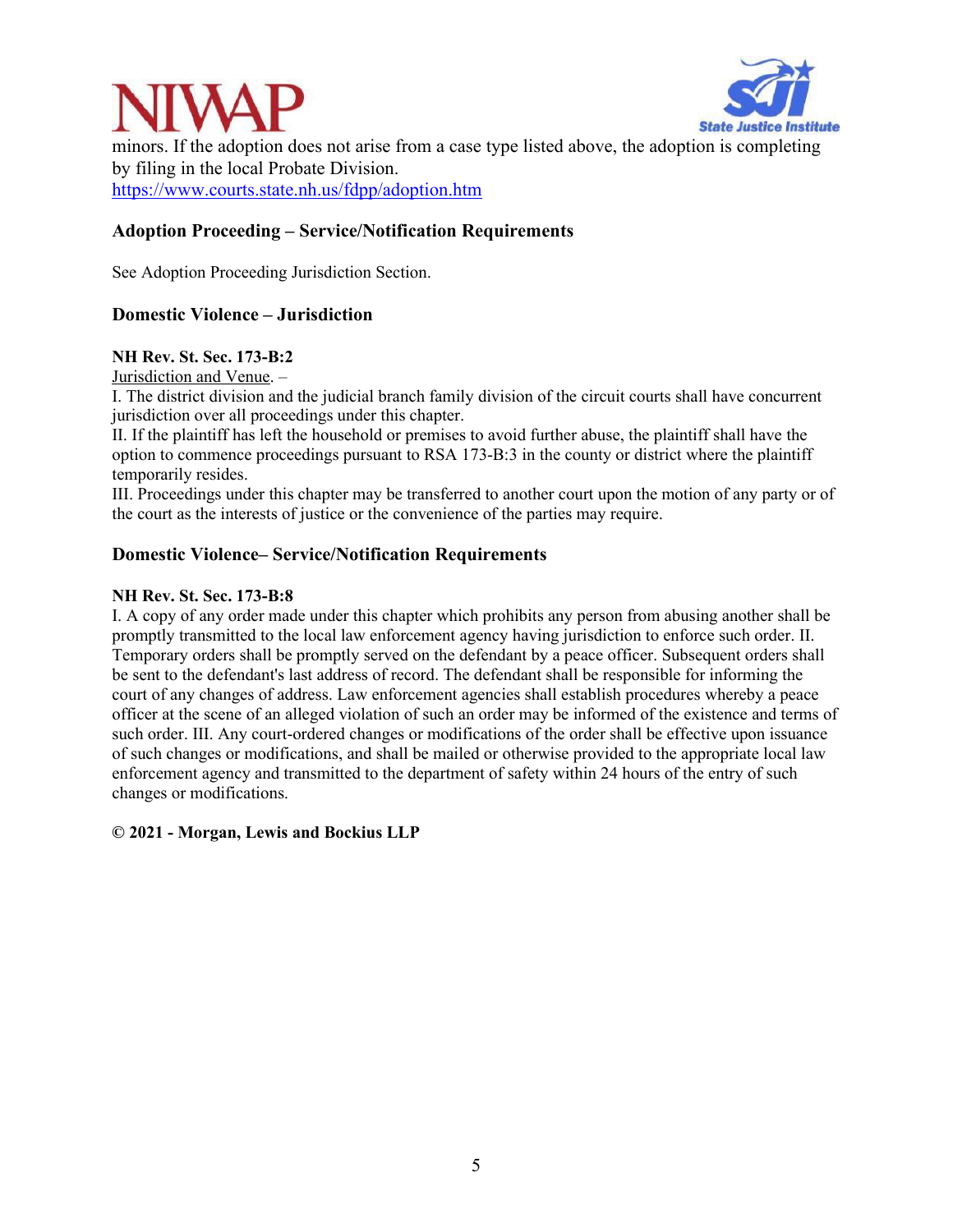minors. If the adoption does not arise from a case type listed above, the adoption is completing by filing in the local Probate Division.
https://www.courts.state.nh.us/fdpp/adoption.htm

### Adoption Proceeding – Service/Notification Requirements

See Adoption Proceeding Jurisdiction Section.

### Domestic Violence – Jurisdiction

**NH Rev. St. Sec. 173-B:2**
Jurisdiction and Venue. –
I. The district division and the judicial branch family division of the circuit courts shall have concurrent jurisdiction over all proceedings under this chapter.
II. If the plaintiff has left the household or premises to avoid further abuse, the plaintiff shall have the option to commence proceedings pursuant to RSA 173-B:3 in the county or district where the plaintiff temporarily resides.
III. Proceedings under this chapter may be transferred to another court upon the motion of any party or of the court as the interests of justice or the convenience of the parties may require.

### Domestic Violence– Service/Notification Requirements

**NH Rev. St. Sec. 173-B:8**
I. A copy of any order made under this chapter which prohibits any person from abusing another shall be promptly transmitted to the local law enforcement agency having jurisdiction to enforce such order. II. Temporary orders shall be promptly served on the defendant by a peace officer. Subsequent orders shall be sent to the defendant's last address of record. The defendant shall be responsible for informing the court of any changes of address. Law enforcement agencies shall establish procedures whereby a peace officer at the scene of an alleged violation of such an order may be informed of the existence and terms of such order. III. Any court-ordered changes or modifications of the order shall be effective upon issuance of such changes or modifications, and shall be mailed or otherwise provided to the appropriate local law enforcement agency and transmitted to the department of safety within 24 hours of the entry of such changes or modifications.

**© 2021 - Morgan, Lewis and Bockius LLP**